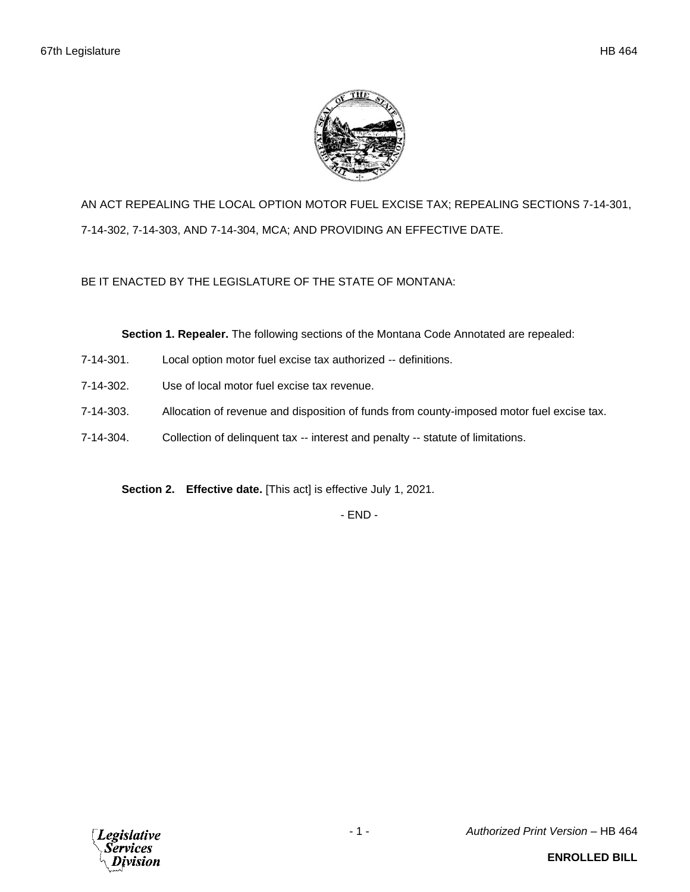AN ACT REPEALING THE LOCAL OPTION MOTOR FUEL EXCISE TAX; REPEALING SECTIONS 7-14-301, 7-14-302, 7-14-303, AND 7-14-304, MCA; AND PROVIDING AN EFFECTIVE DATE.

BE IT ENACTED BY THE LEGISLATURE OF THE STATE OF MONTANA:

**Section 1. Repealer.** The following sections of the Montana Code Annotated are repealed:

7-14-301. Local option motor fuel excise tax authorized -- definitions.

7-14-302. Use of local motor fuel excise tax revenue.

7-14-303. Allocation of revenue and disposition of funds from county-imposed motor fuel excise tax.

7-14-304. Collection of delinquent tax -- interest and penalty -- statute of limitations.

**Section 2. Effective date.** [This act] is effective July 1, 2021.

- END -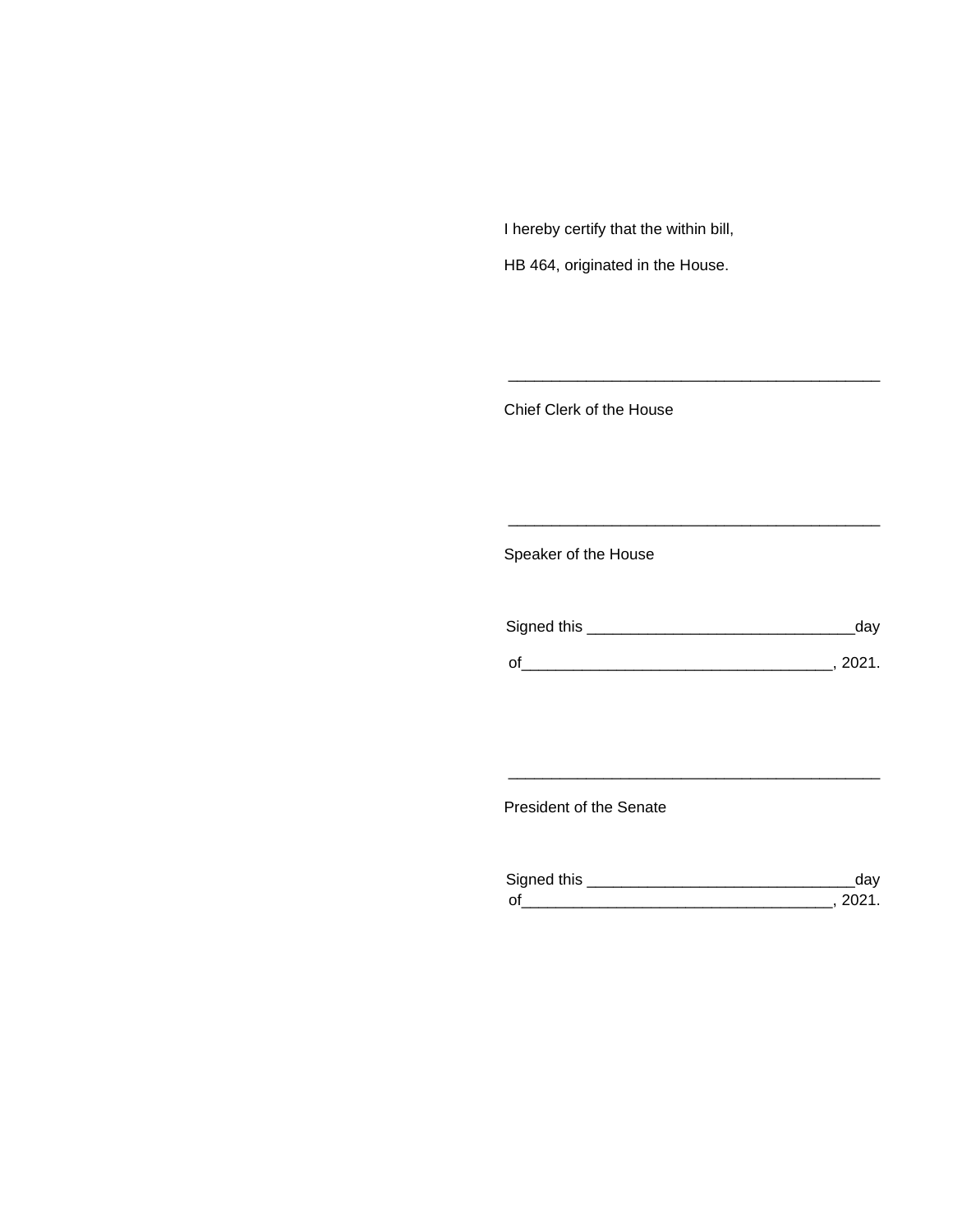I hereby certify that the within bill,

HB 464, originated in the House.

\_\_\_\_\_\_\_\_\_\_\_\_\_\_\_\_\_\_\_\_\_\_\_\_\_\_\_\_\_\_\_\_\_\_\_\_\_\_\_\_\_\_\_\_

Chief Clerk of the House

\_\_\_\_\_\_\_\_\_\_\_\_\_\_\_\_\_\_\_\_\_\_\_\_\_\_\_\_\_\_\_\_\_\_\_\_\_\_\_\_\_\_\_\_

Speaker of the House

Signed this \_\_\_\_\_\_\_\_\_\_\_\_\_\_\_\_\_\_\_\_\_\_\_\_\_\_\_\_\_\_\_day

of\_\_\_\_\_\_\_\_\_\_\_\_\_\_\_\_\_\_\_\_\_\_\_\_\_\_\_\_\_\_\_\_\_\_\_\_, 2021.

\_\_\_\_\_\_\_\_\_\_\_\_\_\_\_\_\_\_\_\_\_\_\_\_\_\_\_\_\_\_\_\_\_\_\_\_\_\_\_\_\_\_\_\_

President of the Senate

Signed this \_\_\_\_\_\_\_\_\_\_\_\_\_\_\_\_\_\_\_\_\_\_\_\_\_\_\_\_\_\_\_day

of\_\_\_\_\_\_\_\_\_\_\_\_\_\_\_\_\_\_\_\_\_\_\_\_\_\_\_\_\_\_\_\_\_\_\_\_, 2021.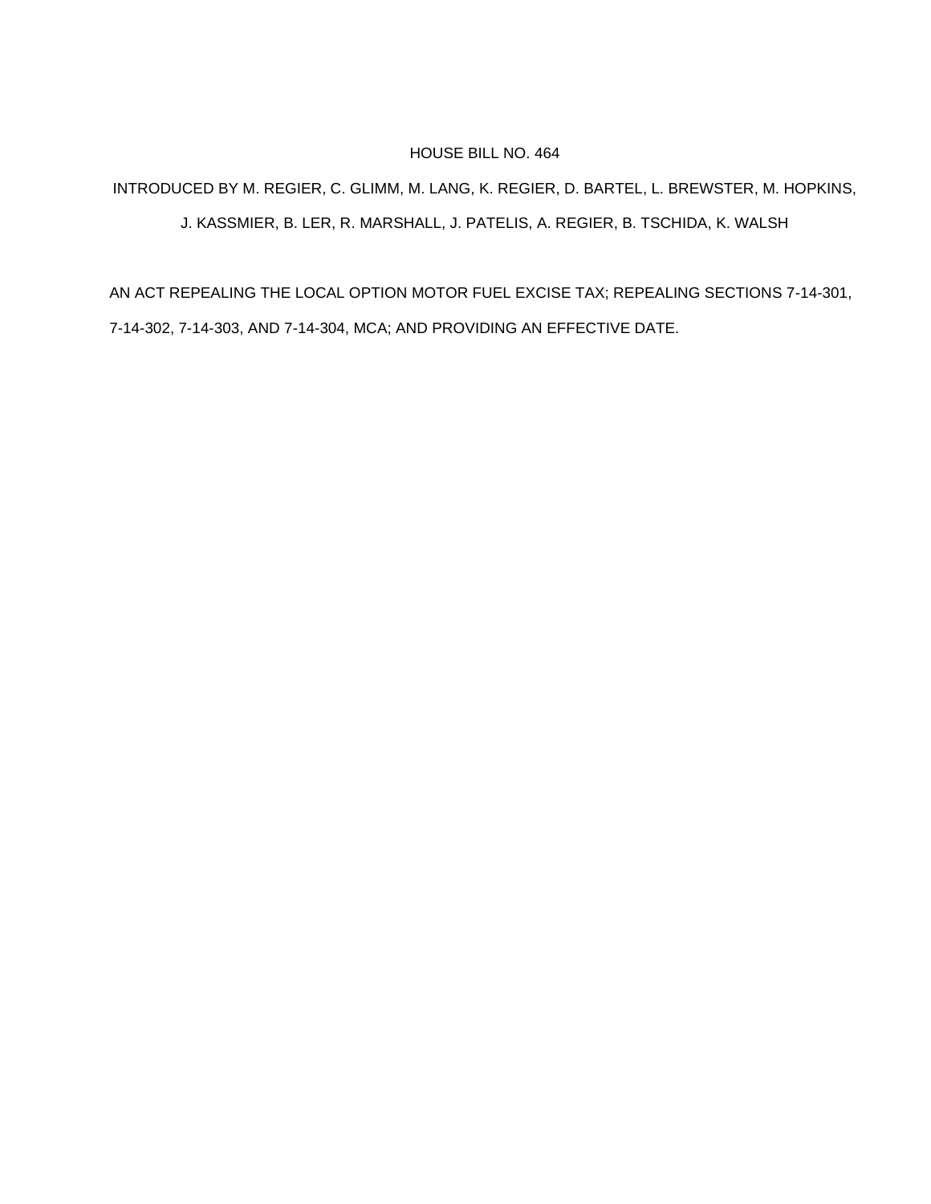HOUSE BILL NO. 464

INTRODUCED BY M. REGIER, C. GLIMM, M. LANG, K. REGIER, D. BARTEL, L. BREWSTER, M. HOPKINS, J. KASSMIER, B. LER, R. MARSHALL, J. PATELIS, A. REGIER, B. TSCHIDA, K. WALSH

AN ACT REPEALING THE LOCAL OPTION MOTOR FUEL EXCISE TAX; REPEALING SECTIONS 7-14-301, 7-14-302, 7-14-303, AND 7-14-304, MCA; AND PROVIDING AN EFFECTIVE DATE.